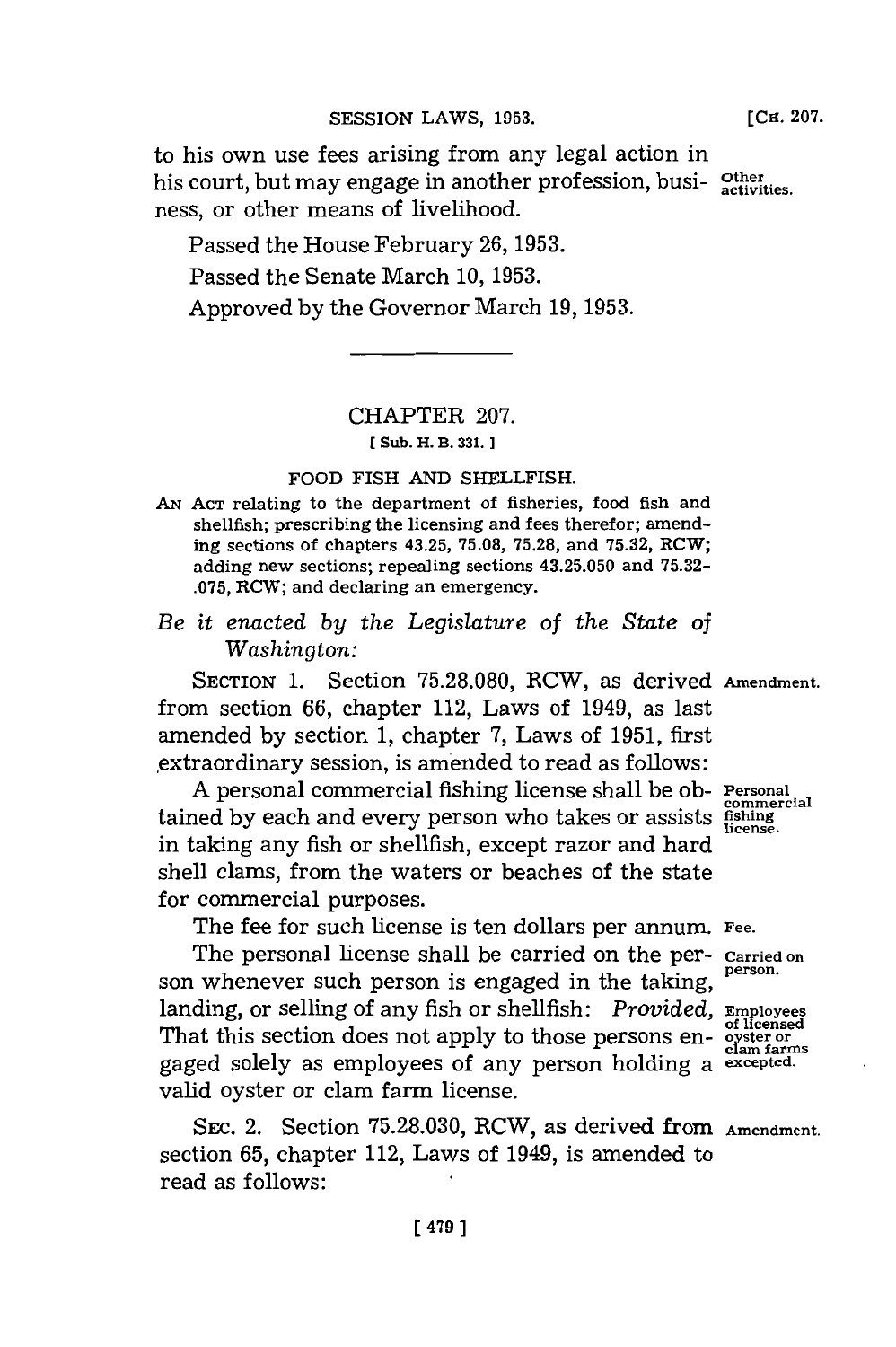to his own use fees arising from any legal action in his court, but may engage in another profession, business, or other means of livelihood. Other activities.

Passed the House February 26, 1953.

Passed the Senate March 10, 1953.

Approved by the Governor March 19, 1953.

---

## CHAPTER 207.

[ Sub. H. B. 331. ]

### FOOD FISH AND SHELLFISH.

AN ACT relating to the department of fisheries, food fish and shellfish; prescribing the licensing and fees therefor; amending sections of chapters 43.25, 75.08, 75.28, and 75.32, RCW; adding new sections; repealing sections 43.25.050 and 75.32-.075, RCW; and declaring an emergency.

*Be it enacted by the Legislature of the State of Washington:*

SECTION 1. Section 75.28.080, RCW, as derived from section 66, chapter 112, Laws of 1949, as last amended by section 1, chapter 7, Laws of 1951, first extraordinary session, is amended to read as follows: Amendment.

A personal commercial fishing license shall be obtained by each and every person who takes or assists in taking any fish or shellfish, except razor and hard shell clams, from the waters or beaches of the state for commercial purposes. Personal commercial fishing license.

The fee for such license is ten dollars per annum. Fee.

The personal license shall be carried on the person whenever such person is engaged in the taking, landing, or selling of any fish or shellfish: *Provided,* That this section does not apply to those persons engaged solely as employees of any person holding a valid oyster or clam farm license. Carried on person. Employees of licensed oyster or clam farms excepted.

SEC. 2. Section 75.28.030, RCW, as derived from section 65, chapter 112, Laws of 1949, is amended to read as follows: Amendment.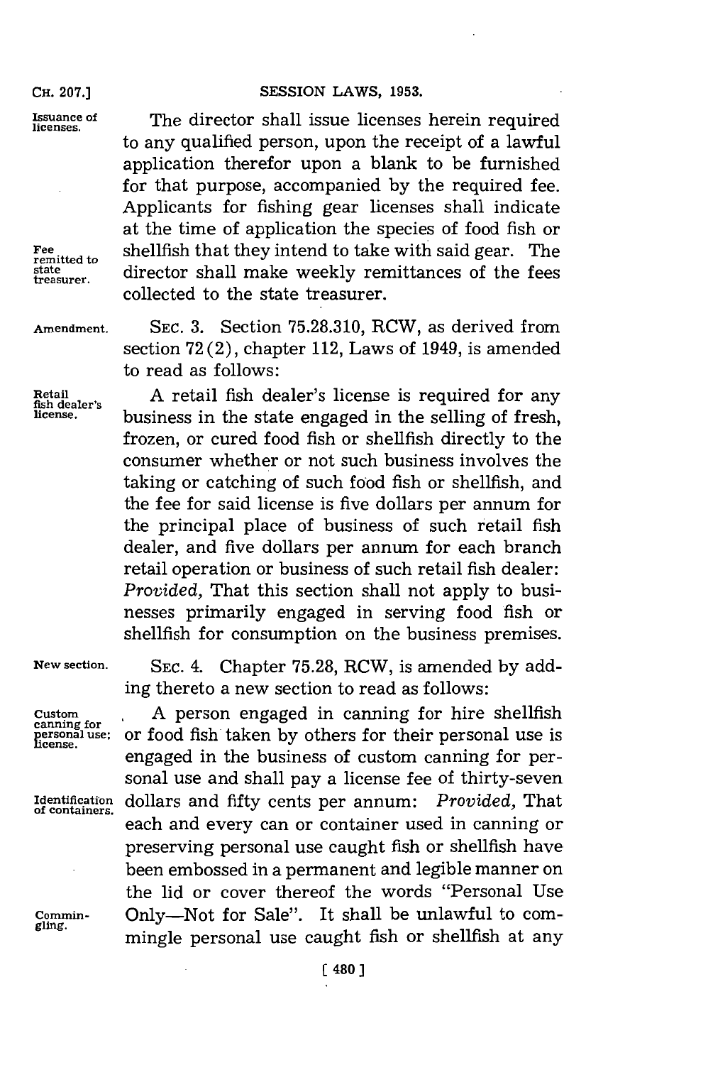Issuance of licenses.

The director shall issue licenses herein required to any qualified person, upon the receipt of a lawful application therefor upon a blank to be furnished for that purpose, accompanied by the required fee. Applicants for fishing gear licenses shall indicate at the time of application the species of food fish or shellfish that they intend to take with said gear. The director shall make weekly remittances of the fees collected to the state treasurer.

Fee remitted to state treasurer.

Amendment.

SEC. 3. Section 75.28.310, RCW, as derived from section 72(2), chapter 112, Laws of 1949, is amended to read as follows:

Retail fish dealer's license.

A retail fish dealer's license is required for any business in the state engaged in the selling of fresh, frozen, or cured food fish or shellfish directly to the consumer whether or not such business involves the taking or catching of such food fish or shellfish, and the fee for said license is five dollars per annum for the principal place of business of such retail fish dealer, and five dollars per annum for each branch retail operation or business of such retail fish dealer: *Provided,* That this section shall not apply to businesses primarily engaged in serving food fish or shellfish for consumption on the business premises.

New section.

SEC. 4. Chapter 75.28, RCW, is amended by adding thereto a new section to read as follows:

Custom canning for personal use: license.

A person engaged in canning for hire shellfish or food fish taken by others for their personal use is engaged in the business of custom canning for personal use and shall pay a license fee of thirty-seven dollars and fifty cents per annum: *Provided,* That each and every can or container used in canning or preserving personal use caught fish or shellfish have been embossed in a permanent and legible manner on the lid or cover thereof the words "Personal Use Only—Not for Sale". It shall be unlawful to commingle personal use caught fish or shellfish at any

Identification of containers.

Commingling.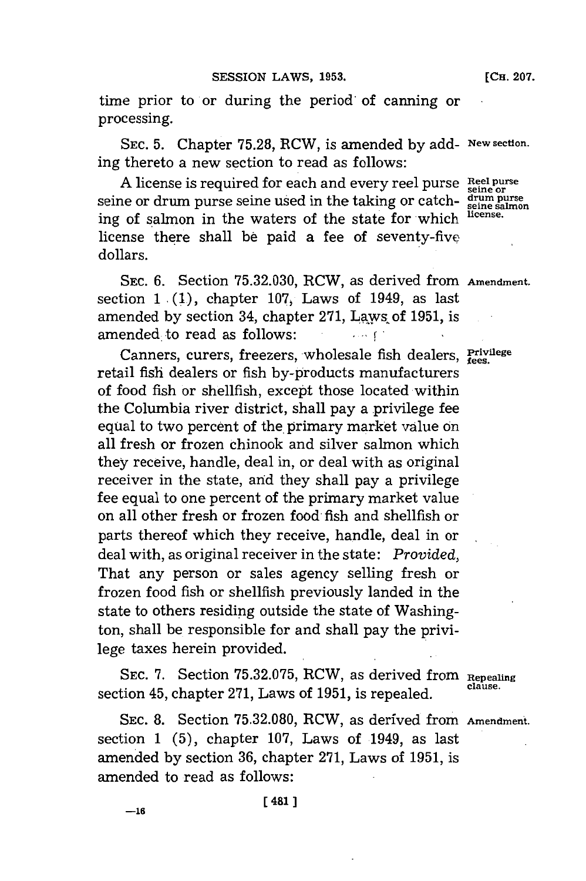time prior to or during the period of canning or processing.

SEC. 5. Chapter 75.28, RCW, is amended by adding thereto a new section to read as follows: **New section.**

A license is required for each and every reel purse seine or drum purse seine used in the taking or catching of salmon in the waters of the state for which license there shall be paid a fee of seventy-five dollars. **Reel purse seine or drum purse seine salmon license.**

SEC. 6. Section 75.32.030, RCW, as derived from section 1 (1), chapter 107, Laws of 1949, as last amended by section 34, chapter 271, Laws of 1951, is amended to read as follows: **Amendment.**

Canners, curers, freezers, wholesale fish dealers, retail fish dealers or fish by-products manufacturers of food fish or shellfish, except those located within the Columbia river district, shall pay a privilege fee equal to two percent of the primary market value on all fresh or frozen chinook and silver salmon which they receive, handle, deal in, or deal with as original receiver in the state, and they shall pay a privilege fee equal to one percent of the primary market value on all other fresh or frozen food fish and shellfish or parts thereof which they receive, handle, deal in or deal with, as original receiver in the state: *Provided,* That any person or sales agency selling fresh or frozen food fish or shellfish previously landed in the state to others residing outside the state of Washington, shall be responsible for and shall pay the privilege taxes herein provided. **Privilege fees.**

SEC. 7. Section 75.32.075, RCW, as derived from section 45, chapter 271, Laws of 1951, is repealed. **Repealing clause.**

SEC. 8. Section 75.32.080, RCW, as derived from section 1 (5), chapter 107, Laws of 1949, as last amended by section 36, chapter 271, Laws of 1951, is amended to read as follows: **Amendment.**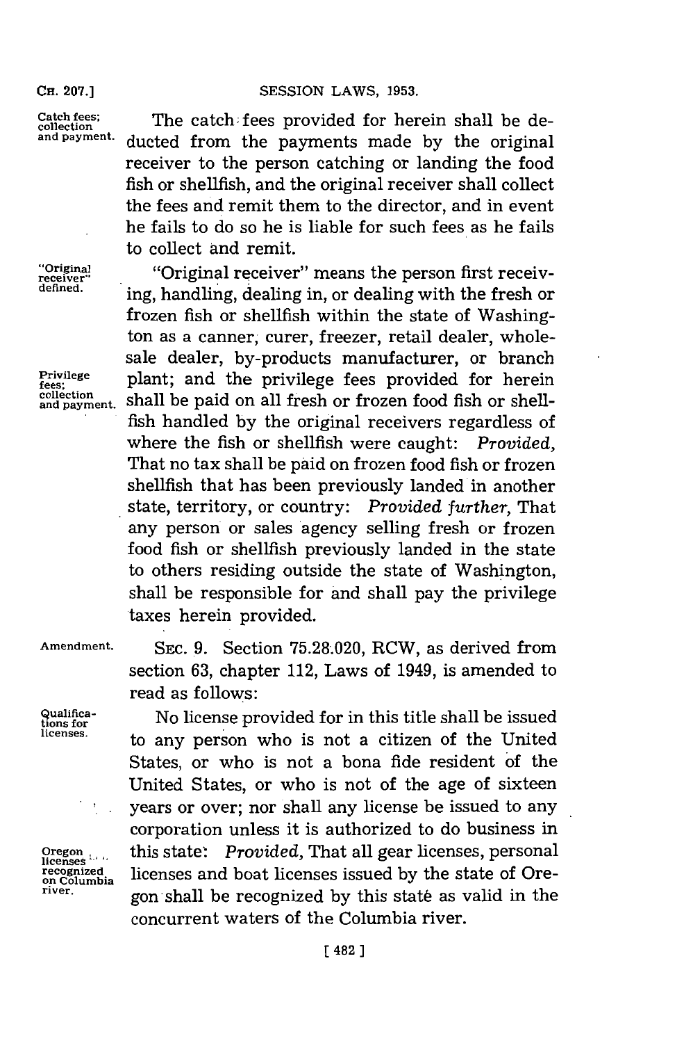Catch fees; collection and payment.

The catch fees provided for herein shall be deducted from the payments made by the original receiver to the person catching or landing the food fish or shellfish, and the original receiver shall collect the fees and remit them to the director, and in event he fails to do so he is liable for such fees as he fails to collect and remit.

"Original receiver" defined.

"Original receiver" means the person first receiving, handling, dealing in, or dealing with the fresh or frozen fish or shellfish within the state of Washington as a canner, curer, freezer, retail dealer, wholesale dealer, by-products manufacturer, or branch plant; and the privilege fees provided for herein shall be paid on all fresh or frozen food fish or shellfish handled by the original receivers regardless of where the fish or shellfish were caught: *Provided,* That no tax shall be paid on frozen food fish or frozen shellfish that has been previously landed in another state, territory, or country: *Provided further,* That any person or sales agency selling fresh or frozen food fish or shellfish previously landed in the state to others residing outside the state of Washington, shall be responsible for and shall pay the privilege taxes herein provided.

Privilege fees; collection and payment.

Amendment.

SEC. 9. Section 75.28.020, RCW, as derived from section 63, chapter 112, Laws of 1949, is amended to read as follows:

Qualifications for licenses.

No license provided for in this title shall be issued to any person who is not a citizen of the United States, or who is not a bona fide resident of the United States, or who is not of the age of sixteen years or over; nor shall any license be issued to any corporation unless it is authorized to do business in this state: *Provided,* That all gear licenses, personal licenses and boat licenses issued by the state of Oregon shall be recognized by this state as valid in the concurrent waters of the Columbia river.

Oregon licenses recognized on Columbia river.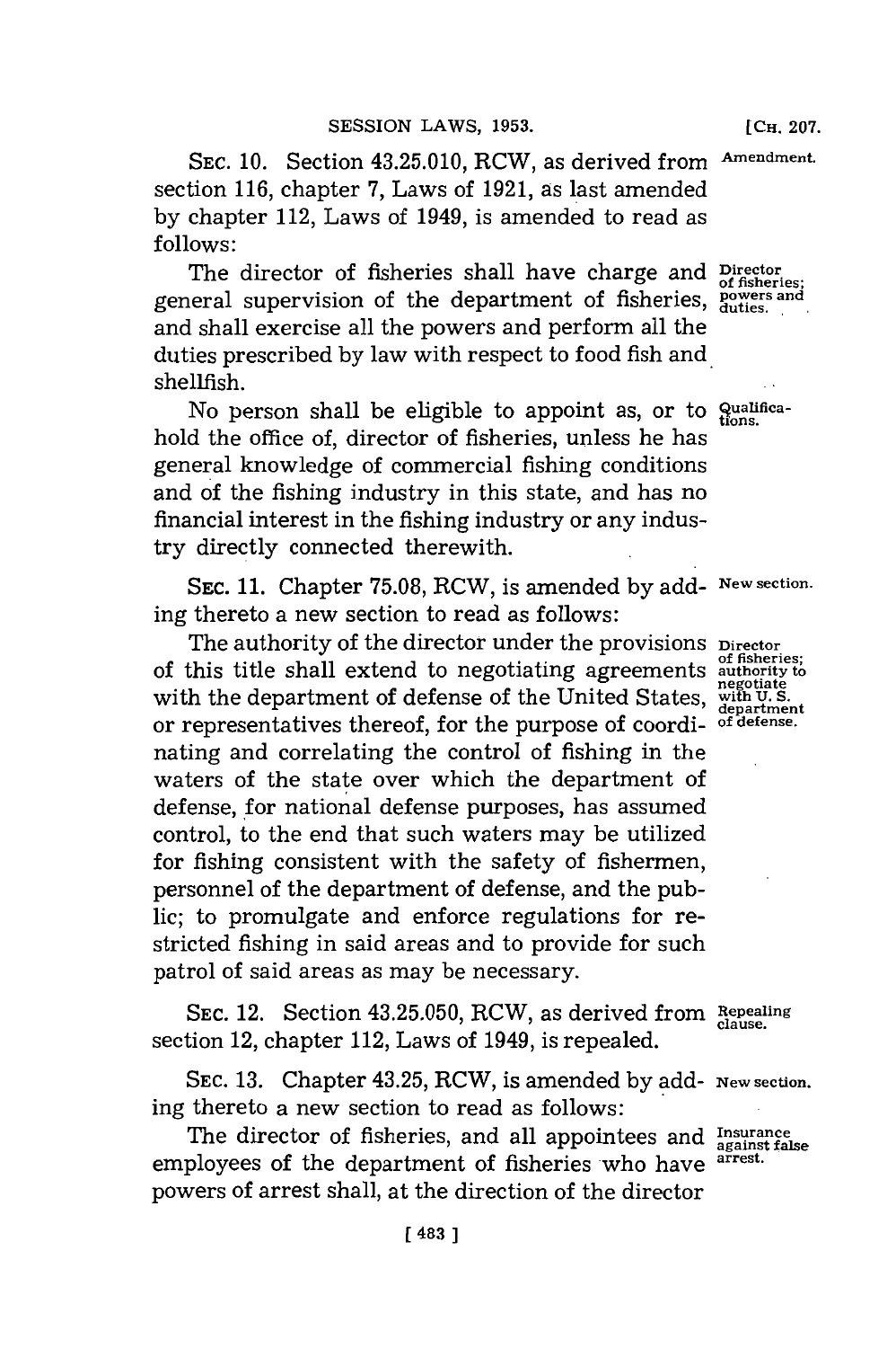SEC. 10. Section 43.25.010, RCW, as derived from section 116, chapter 7, Laws of 1921, as last amended by chapter 112, Laws of 1949, is amended to read as follows:

Amendment.

The director of fisheries shall have charge and general supervision of the department of fisheries, and shall exercise all the powers and perform all the duties prescribed by law with respect to food fish and shellfish.

Director of fisheries; powers and duties.

No person shall be eligible to appoint as, or to hold the office of, director of fisheries, unless he has general knowledge of commercial fishing conditions and of the fishing industry in this state, and has no financial interest in the fishing industry or any industry directly connected therewith.

Qualifications.

SEC. 11. Chapter 75.08, RCW, is amended by adding thereto a new section to read as follows:

New section.

The authority of the director under the provisions of this title shall extend to negotiating agreements with the department of defense of the United States, or representatives thereof, for the purpose of coordinating and correlating the control of fishing in the waters of the state over which the department of defense, for national defense purposes, has assumed control, to the end that such waters may be utilized for fishing consistent with the safety of fishermen, personnel of the department of defense, and the public; to promulgate and enforce regulations for restricted fishing in said areas and to provide for such patrol of said areas as may be necessary.

Director of fisheries; authority to negotiate with U. S. department of defense.

SEC. 12. Section 43.25.050, RCW, as derived from section 12, chapter 112, Laws of 1949, is repealed.

Repealing clause.

SEC. 13. Chapter 43.25, RCW, is amended by adding thereto a new section to read as follows:

New section.

The director of fisheries, and all appointees and employees of the department of fisheries who have powers of arrest shall, at the direction of the director

Insurance against false arrest.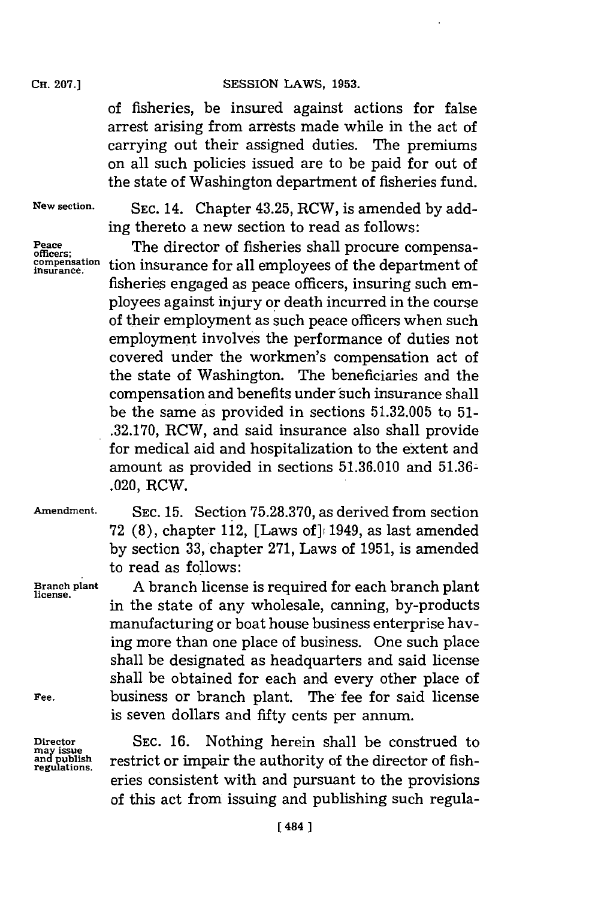of fisheries, be insured against actions for false arrest arising from arrests made while in the act of carrying out their assigned duties. The premiums on all such policies issued are to be paid for out of the state of Washington department of fisheries fund.

New section.

SEC. 14. Chapter 43.25, RCW, is amended by adding thereto a new section to read as follows:

Peace officers; compensation insurance.

The director of fisheries shall procure compensation insurance for all employees of the department of fisheries engaged as peace officers, insuring such employees against injury or death incurred in the course of their employment as such peace officers when such employment involves the performance of duties not covered under the workmen's compensation act of the state of Washington. The beneficiaries and the compensation and benefits under such insurance shall be the same as provided in sections 51.32.005 to 51-.32.170, RCW, and said insurance also shall provide for medical aid and hospitalization to the extent and amount as provided in sections 51.36.010 and 51.36-.020, RCW.

Amendment.

SEC. 15. Section 75.28.370, as derived from section 72 (8), chapter 112, [Laws of] 1949, as last amended by section 33, chapter 271, Laws of 1951, is amended to read as follows:

Branch plant license.

A branch license is required for each branch plant in the state of any wholesale, canning, by-products manufacturing or boat house business enterprise having more than one place of business. One such place shall be designated as headquarters and said license shall be obtained for each and every other place of business or branch plant. The fee for said license is seven dollars and fifty cents per annum.

Fee.

Director may issue and publish regulations.

SEC. 16. Nothing herein shall be construed to restrict or impair the authority of the director of fisheries consistent with and pursuant to the provisions of this act from issuing and publishing such regula-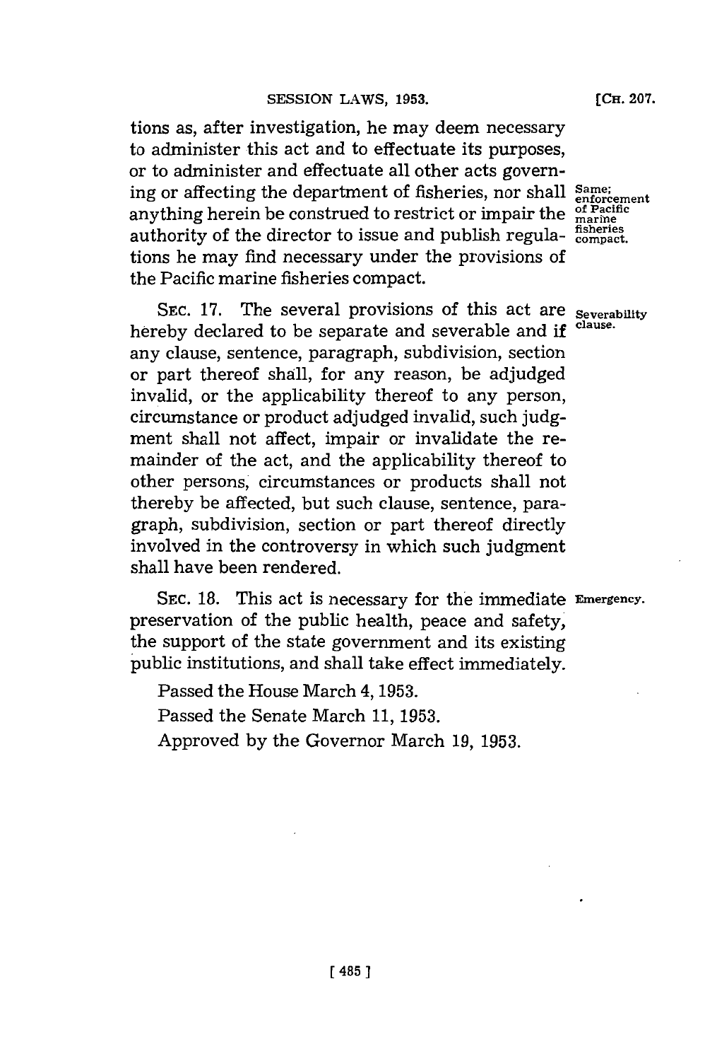tions as, after investigation, he may deem necessary to administer this act and to effectuate its purposes, or to administer and effectuate all other acts governing or affecting the department of fisheries, nor shall anything herein be construed to restrict or impair the authority of the director to issue and publish regulations he may find necessary under the provisions of the Pacific marine fisheries compact.

Same; enforcement of Pacific marine fisheries compact.

SEC. 17. The several provisions of this act are hereby declared to be separate and severable and if any clause, sentence, paragraph, subdivision, section or part thereof shall, for any reason, be adjudged invalid, or the applicability thereof to any person, circumstance or product adjudged invalid, such judgment shall not affect, impair or invalidate the remainder of the act, and the applicability thereof to other persons, circumstances or products shall not thereby be affected, but such clause, sentence, paragraph, subdivision, section or part thereof directly involved in the controversy in which such judgment shall have been rendered.

Severability clause.

SEC. 18. This act is necessary for the immediate preservation of the public health, peace and safety, the support of the state government and its existing public institutions, and shall take effect immediately.

Emergency.

Passed the House March 4, 1953.

Passed the Senate March 11, 1953.

Approved by the Governor March 19, 1953.